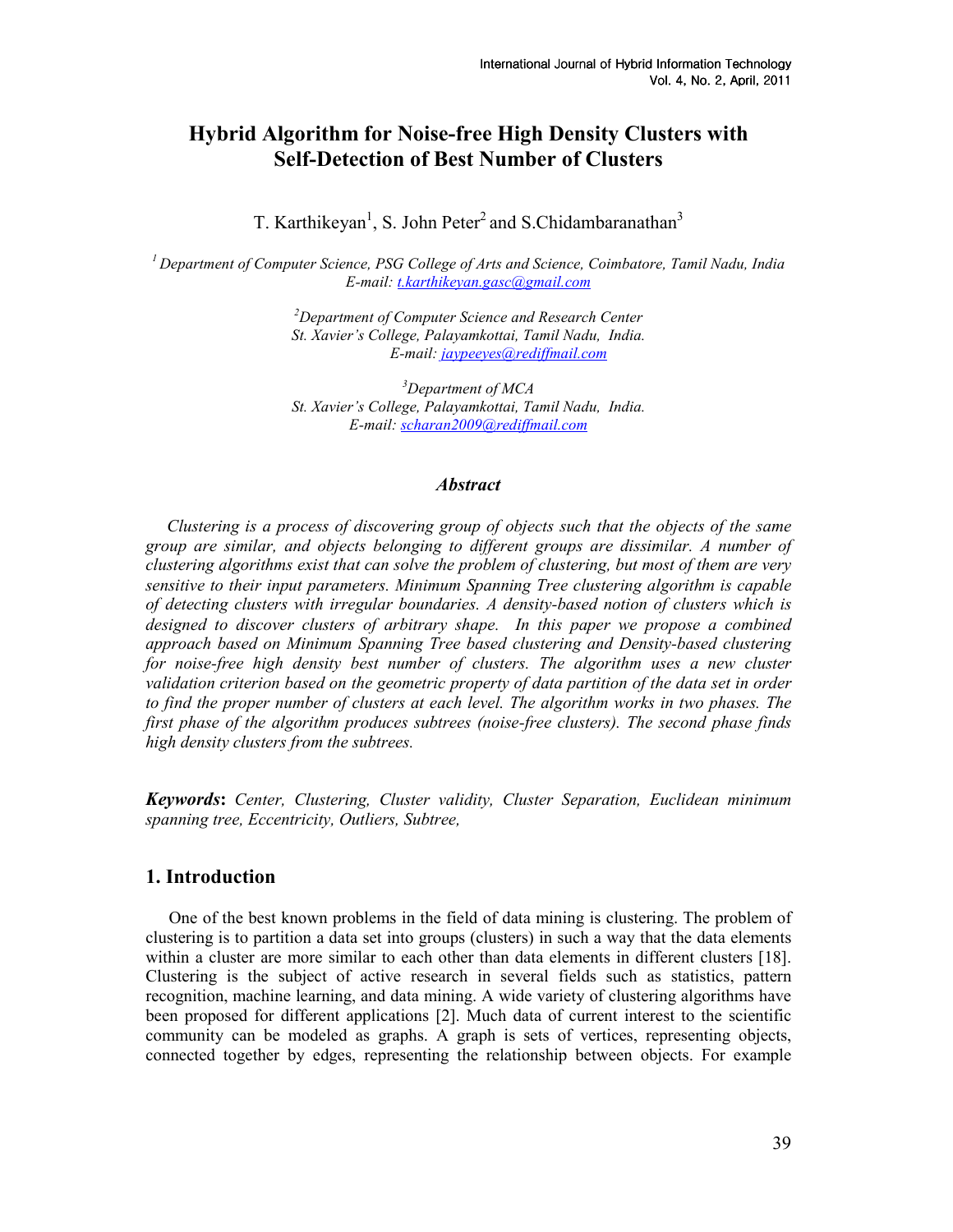# Hybrid Algorithm for Noise-free High Density Clusters with Self-Detection of Best Number of Clusters

T. Karthikeyan[1], S. John Peter[2] and S.Chidambaranathan[3]

[1] *Department of Computer Science, PSG College of Arts and Science, Coimbatore, Tamil Nadu, India*
*E-mail: t.karthikeyan.gasc@gmail.com*

[2] *Department of Computer Science and Research Center*
*St. Xavier's College, Palayamkottai, Tamil Nadu, India.*
*E-mail: jaypeeyes@rediffmail.com*

[3] *Department of MCA*
*St. Xavier's College, Palayamkottai, Tamil Nadu, India.*
*E-mail: scharan2009@rediffmail.com*

### *Abstract*

*Clustering is a process of discovering group of objects such that the objects of the same group are similar, and objects belonging to different groups are dissimilar. A number of clustering algorithms exist that can solve the problem of clustering, but most of them are very sensitive to their input parameters. Minimum Spanning Tree clustering algorithm is capable of detecting clusters with irregular boundaries. A density-based notion of clusters which is designed to discover clusters of arbitrary shape. In this paper we propose a combined approach based on Minimum Spanning Tree based clustering and Density-based clustering for noise-free high density best number of clusters. The algorithm uses a new cluster validation criterion based on the geometric property of data partition of the data set in order to find the proper number of clusters at each level. The algorithm works in two phases. The first phase of the algorithm produces subtrees (noise-free clusters). The second phase finds high density clusters from the subtrees.*

***Keywords*: *Center, Clustering, Cluster validity, Cluster Separation, Euclidean minimum spanning tree, Eccentricity, Outliers, Subtree,***

## 1. Introduction

One of the best known problems in the field of data mining is clustering. The problem of clustering is to partition a data set into groups (clusters) in such a way that the data elements within a cluster are more similar to each other than data elements in different clusters [18]. Clustering is the subject of active research in several fields such as statistics, pattern recognition, machine learning, and data mining. A wide variety of clustering algorithms have been proposed for different applications [2]. Much data of current interest to the scientific community can be modeled as graphs. A graph is sets of vertices, representing objects, connected together by edges, representing the relationship between objects. For example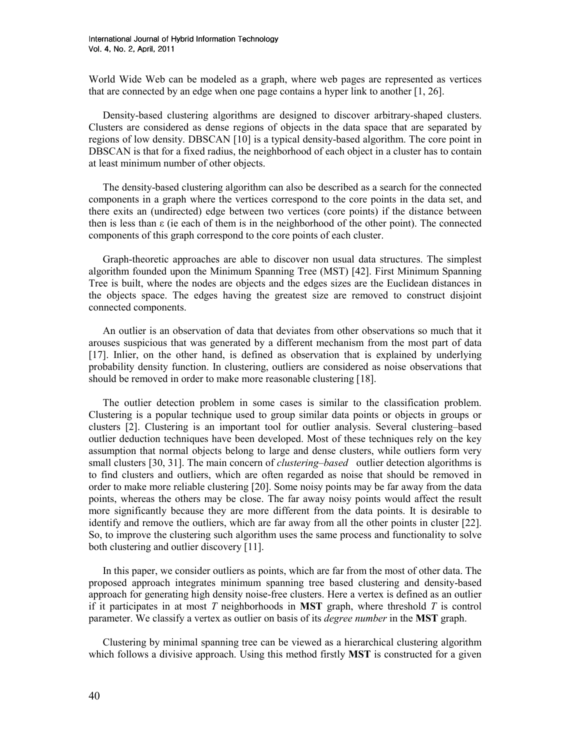World Wide Web can be modeled as a graph, where web pages are represented as vertices that are connected by an edge when one page contains a hyper link to another [1, 26].

Density-based clustering algorithms are designed to discover arbitrary-shaped clusters. Clusters are considered as dense regions of objects in the data space that are separated by regions of low density. DBSCAN [10] is a typical density-based algorithm. The core point in DBSCAN is that for a fixed radius, the neighborhood of each object in a cluster has to contain at least minimum number of other objects.

The density-based clustering algorithm can also be described as a search for the connected components in a graph where the vertices correspond to the core points in the data set, and there exits an (undirected) edge between two vertices (core points) if the distance between then is less than ε (ie each of them is in the neighborhood of the other point). The connected components of this graph correspond to the core points of each cluster.

Graph-theoretic approaches are able to discover non usual data structures. The simplest algorithm founded upon the Minimum Spanning Tree (MST) [42]. First Minimum Spanning Tree is built, where the nodes are objects and the edges sizes are the Euclidean distances in the objects space. The edges having the greatest size are removed to construct disjoint connected components.

An outlier is an observation of data that deviates from other observations so much that it arouses suspicious that was generated by a different mechanism from the most part of data [17]. Inlier, on the other hand, is defined as observation that is explained by underlying probability density function. In clustering, outliers are considered as noise observations that should be removed in order to make more reasonable clustering [18].

The outlier detection problem in some cases is similar to the classification problem. Clustering is a popular technique used to group similar data points or objects in groups or clusters [2]. Clustering is an important tool for outlier analysis. Several clustering–based outlier deduction techniques have been developed. Most of these techniques rely on the key assumption that normal objects belong to large and dense clusters, while outliers form very small clusters [30, 31]. The main concern of *clustering–based* outlier detection algorithms is to find clusters and outliers, which are often regarded as noise that should be removed in order to make more reliable clustering [20]. Some noisy points may be far away from the data points, whereas the others may be close. The far away noisy points would affect the result more significantly because they are more different from the data points. It is desirable to identify and remove the outliers, which are far away from all the other points in cluster [22]. So, to improve the clustering such algorithm uses the same process and functionality to solve both clustering and outlier discovery [11].

In this paper, we consider outliers as points, which are far from the most of other data. The proposed approach integrates minimum spanning tree based clustering and density-based approach for generating high density noise-free clusters. Here a vertex is defined as an outlier if it participates in at most $T$ neighborhoods in **MST** graph, where threshold $T$ is control parameter. We classify a vertex as outlier on basis of its *degree number* in the **MST** graph.

Clustering by minimal spanning tree can be viewed as a hierarchical clustering algorithm which follows a divisive approach. Using this method firstly **MST** is constructed for a given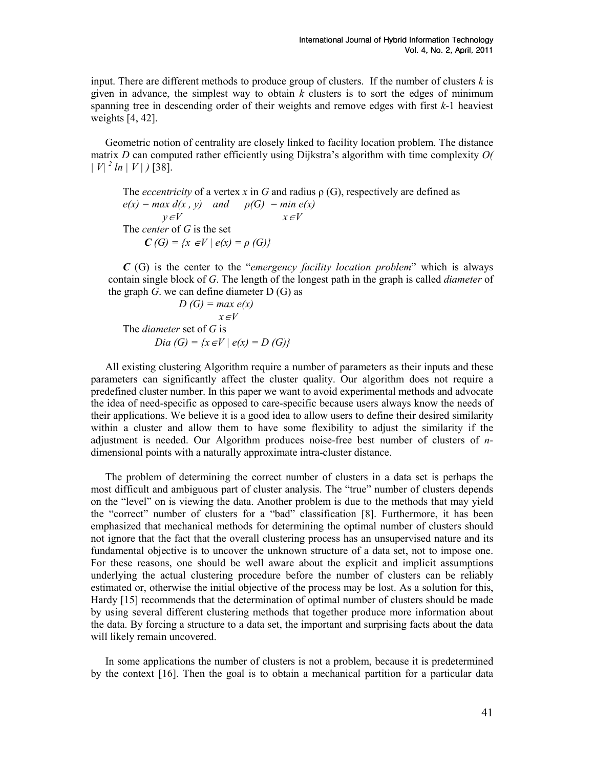input. There are different methods to produce group of clusters. If the number of clusters *k* is given in advance, the simplest way to obtain *k* clusters is to sort the edges of minimum spanning tree in descending order of their weights and remove edges with first *k*-1 heaviest weights [4, 42].

Geometric notion of centrality are closely linked to facility location problem. The distance matrix *D* can computed rather efficiently using Dijkstra's algorithm with time complexity $O(|V|^2 \ln |V|)$ [38].

The *eccentricity* of a vertex *x* in *G* and radius ρ (G), respectively are defined as

$$e(x) = \max_{y \in V} d(x, y) \quad \text{and} \quad \rho(G) = \min_{x \in V} e(x)$$

The *center* of *G* is the set

$$\boldsymbol{C}(G) = \{x \in V \mid e(x) = \rho(G)\}$$

***C*** (G) is the center to the "*emergency facility location problem*" which is always contain single block of *G*. The length of the longest path in the graph is called *diameter* of the graph *G*. we can define diameter D (G) as

$$D(G) = \max_{x \in V} e(x)$$

The *diameter* set of *G* is

$$Dia(G) = \{x \in V \mid e(x) = D(G)\}$$

All existing clustering Algorithm require a number of parameters as their inputs and these parameters can significantly affect the cluster quality. Our algorithm does not require a predefined cluster number. In this paper we want to avoid experimental methods and advocate the idea of need-specific as opposed to care-specific because users always know the needs of their applications. We believe it is a good idea to allow users to define their desired similarity within a cluster and allow them to have some flexibility to adjust the similarity if the adjustment is needed. Our Algorithm produces noise-free best number of clusters of *n*-dimensional points with a naturally approximate intra-cluster distance.

The problem of determining the correct number of clusters in a data set is perhaps the most difficult and ambiguous part of cluster analysis. The "true" number of clusters depends on the "level" on is viewing the data. Another problem is due to the methods that may yield the "correct" number of clusters for a "bad" classification [8]. Furthermore, it has been emphasized that mechanical methods for determining the optimal number of clusters should not ignore that the fact that the overall clustering process has an unsupervised nature and its fundamental objective is to uncover the unknown structure of a data set, not to impose one. For these reasons, one should be well aware about the explicit and implicit assumptions underlying the actual clustering procedure before the number of clusters can be reliably estimated or, otherwise the initial objective of the process may be lost. As a solution for this, Hardy [15] recommends that the determination of optimal number of clusters should be made by using several different clustering methods that together produce more information about the data. By forcing a structure to a data set, the important and surprising facts about the data will likely remain uncovered.

In some applications the number of clusters is not a problem, because it is predetermined by the context [16]. Then the goal is to obtain a mechanical partition for a particular data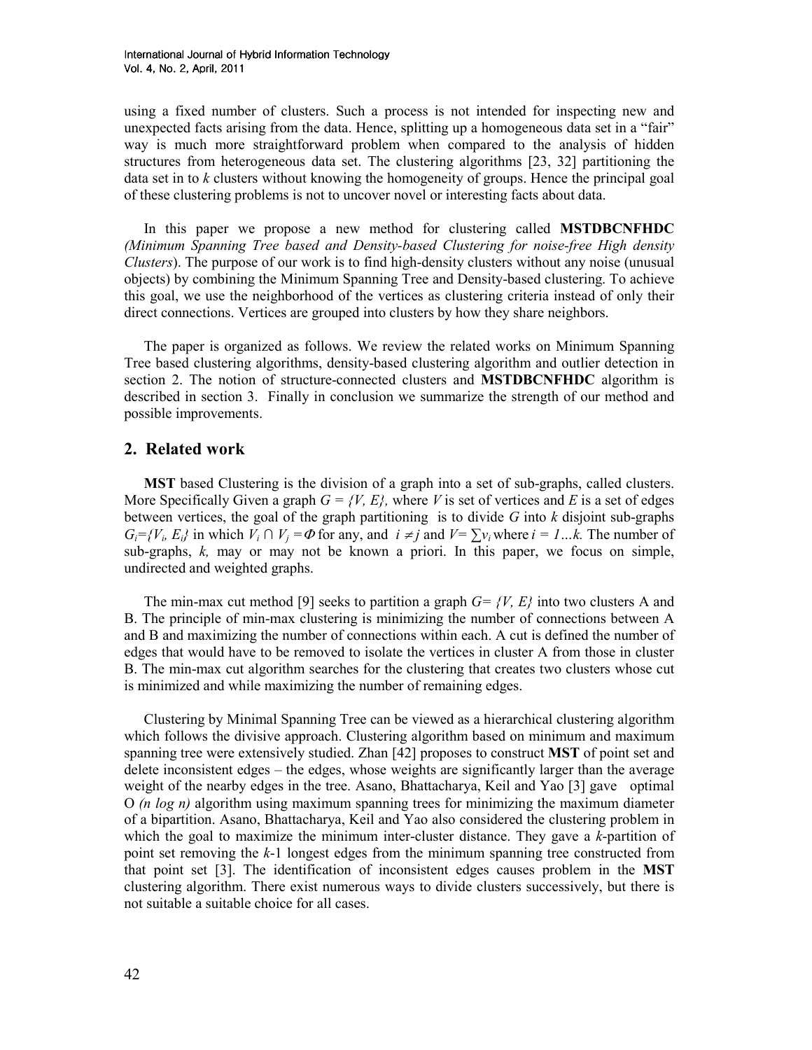using a fixed number of clusters. Such a process is not intended for inspecting new and unexpected facts arising from the data. Hence, splitting up a homogeneous data set in a "fair" way is much more straightforward problem when compared to the analysis of hidden structures from heterogeneous data set. The clustering algorithms [23, 32] partitioning the data set in to *k* clusters without knowing the homogeneity of groups. Hence the principal goal of these clustering problems is not to uncover novel or interesting facts about data.

In this paper we propose a new method for clustering called **MSTDBCNFHDC** *(Minimum Spanning Tree based and Density-based Clustering for noise-free High density Clusters*). The purpose of our work is to find high-density clusters without any noise (unusual objects) by combining the Minimum Spanning Tree and Density-based clustering. To achieve this goal, we use the neighborhood of the vertices as clustering criteria instead of only their direct connections. Vertices are grouped into clusters by how they share neighbors.

The paper is organized as follows. We review the related works on Minimum Spanning Tree based clustering algorithms, density-based clustering algorithm and outlier detection in section 2. The notion of structure-connected clusters and **MSTDBCNFHDC** algorithm is described in section 3. Finally in conclusion we summarize the strength of our method and possible improvements.

## 2. Related work

**MST** based Clustering is the division of a graph into a set of sub-graphs, called clusters. More Specifically Given a graph $G = \{V, E\}$, where $V$ is set of vertices and $E$ is a set of edges between vertices, the goal of the graph partitioning is to divide $G$ into $k$ disjoint sub-graphs $G_i=\{V_i, E_i\}$ in which $V_i \cap V_j = \Phi$ for any, and $i \neq j$ and $V= \sum v_i$ where $i = 1 \ldots k$. The number of sub-graphs, $k$, may or may not be known a priori. In this paper, we focus on simple, undirected and weighted graphs.

The min-max cut method [9] seeks to partition a graph $G= \{V, E\}$ into two clusters A and B. The principle of min-max clustering is minimizing the number of connections between A and B and maximizing the number of connections within each. A cut is defined the number of edges that would have to be removed to isolate the vertices in cluster A from those in cluster B. The min-max cut algorithm searches for the clustering that creates two clusters whose cut is minimized and while maximizing the number of remaining edges.

Clustering by Minimal Spanning Tree can be viewed as a hierarchical clustering algorithm which follows the divisive approach. Clustering algorithm based on minimum and maximum spanning tree were extensively studied. Zhan [42] proposes to construct **MST** of point set and delete inconsistent edges – the edges, whose weights are significantly larger than the average weight of the nearby edges in the tree. Asano, Bhattacharya, Keil and Yao [3] gave optimal O *(n log n)* algorithm using maximum spanning trees for minimizing the maximum diameter of a bipartition. Asano, Bhattacharya, Keil and Yao also considered the clustering problem in which the goal to maximize the minimum inter-cluster distance. They gave a *k*-partition of point set removing the *k*-1 longest edges from the minimum spanning tree constructed from that point set [3]. The identification of inconsistent edges causes problem in the **MST** clustering algorithm. There exist numerous ways to divide clusters successively, but there is not suitable a suitable choice for all cases.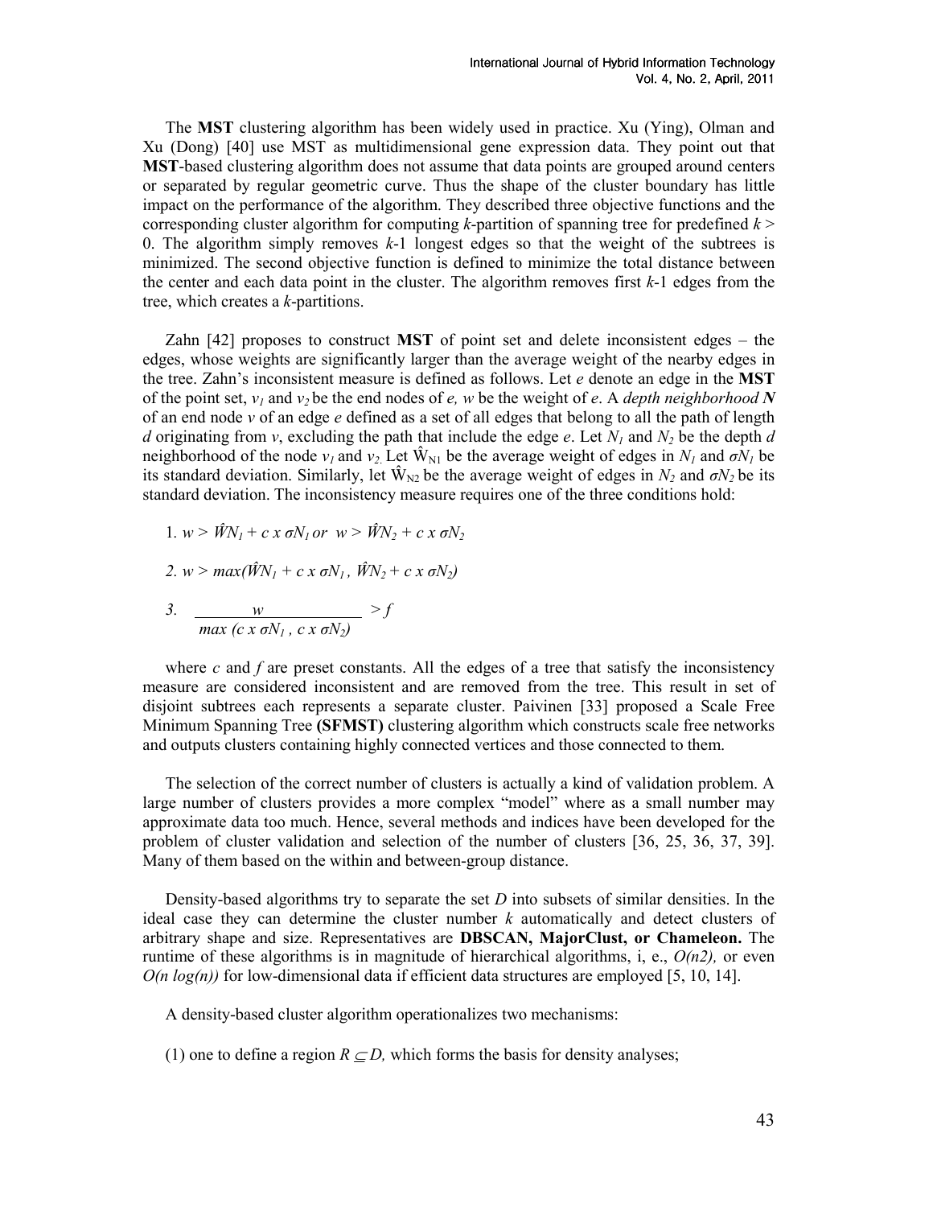The **MST** clustering algorithm has been widely used in practice. Xu (Ying), Olman and Xu (Dong) [40] use MST as multidimensional gene expression data. They point out that **MST**-based clustering algorithm does not assume that data points are grouped around centers or separated by regular geometric curve. Thus the shape of the cluster boundary has little impact on the performance of the algorithm. They described three objective functions and the corresponding cluster algorithm for computing *k*-partition of spanning tree for predefined $k > 0$. The algorithm simply removes *k*-1 longest edges so that the weight of the subtrees is minimized. The second objective function is defined to minimize the total distance between the center and each data point in the cluster. The algorithm removes first *k*-1 edges from the tree, which creates a *k*-partitions.

Zahn [42] proposes to construct **MST** of point set and delete inconsistent edges – the edges, whose weights are significantly larger than the average weight of the nearby edges in the tree. Zahn's inconsistent measure is defined as follows. Let *e* denote an edge in the **MST** of the point set, $v_1$ and $v_2$ be the end nodes of *e, w* be the weight of *e*. A *depth neighborhood* ***N*** of an end node *v* of an edge *e* defined as a set of all edges that belong to all the path of length *d* originating from *v*, excluding the path that include the edge *e*. Let $N_1$ and $N_2$ be the depth *d* neighborhood of the node $v_1$ and $v_2$. Let $\hat{W}_{N1}$ be the average weight of edges in $N_1$ and $\sigma N_1$ be its standard deviation. Similarly, let $\hat{W}_{N2}$ be the average weight of edges in $N_2$ and $\sigma N_2$ be its standard deviation. The inconsistency measure requires one of the three conditions hold:

1. $w > \hat{W}N_1 + c \times \sigma N_1$ or $w > \hat{W}N_2 + c \times \sigma N_2$

2. $w > max(\hat{W}N_1 + c \times \sigma N_1 , \hat{W}N_2 + c \times \sigma N_2)$

3. $$\frac{w}{max\, (c \times \sigma N_1 , c \times \sigma N_2)} > f$$

where *c* and *f* are preset constants. All the edges of a tree that satisfy the inconsistency measure are considered inconsistent and are removed from the tree. This result in set of disjoint subtrees each represents a separate cluster. Paivinen [33] proposed a Scale Free Minimum Spanning Tree **(SFMST)** clustering algorithm which constructs scale free networks and outputs clusters containing highly connected vertices and those connected to them.

The selection of the correct number of clusters is actually a kind of validation problem. A large number of clusters provides a more complex "model" where as a small number may approximate data too much. Hence, several methods and indices have been developed for the problem of cluster validation and selection of the number of clusters [36, 25, 36, 37, 39]. Many of them based on the within and between-group distance.

Density-based algorithms try to separate the set *D* into subsets of similar densities. In the ideal case they can determine the cluster number *k* automatically and detect clusters of arbitrary shape and size. Representatives are **DBSCAN, MajorClust, or Chameleon.** The runtime of these algorithms is in magnitude of hierarchical algorithms, i, e., *O(n2),* or even *O(n log(n))* for low-dimensional data if efficient data structures are employed [5, 10, 14].

A density-based cluster algorithm operationalizes two mechanisms:

(1) one to define a region $R \subseteq D$, which forms the basis for density analyses;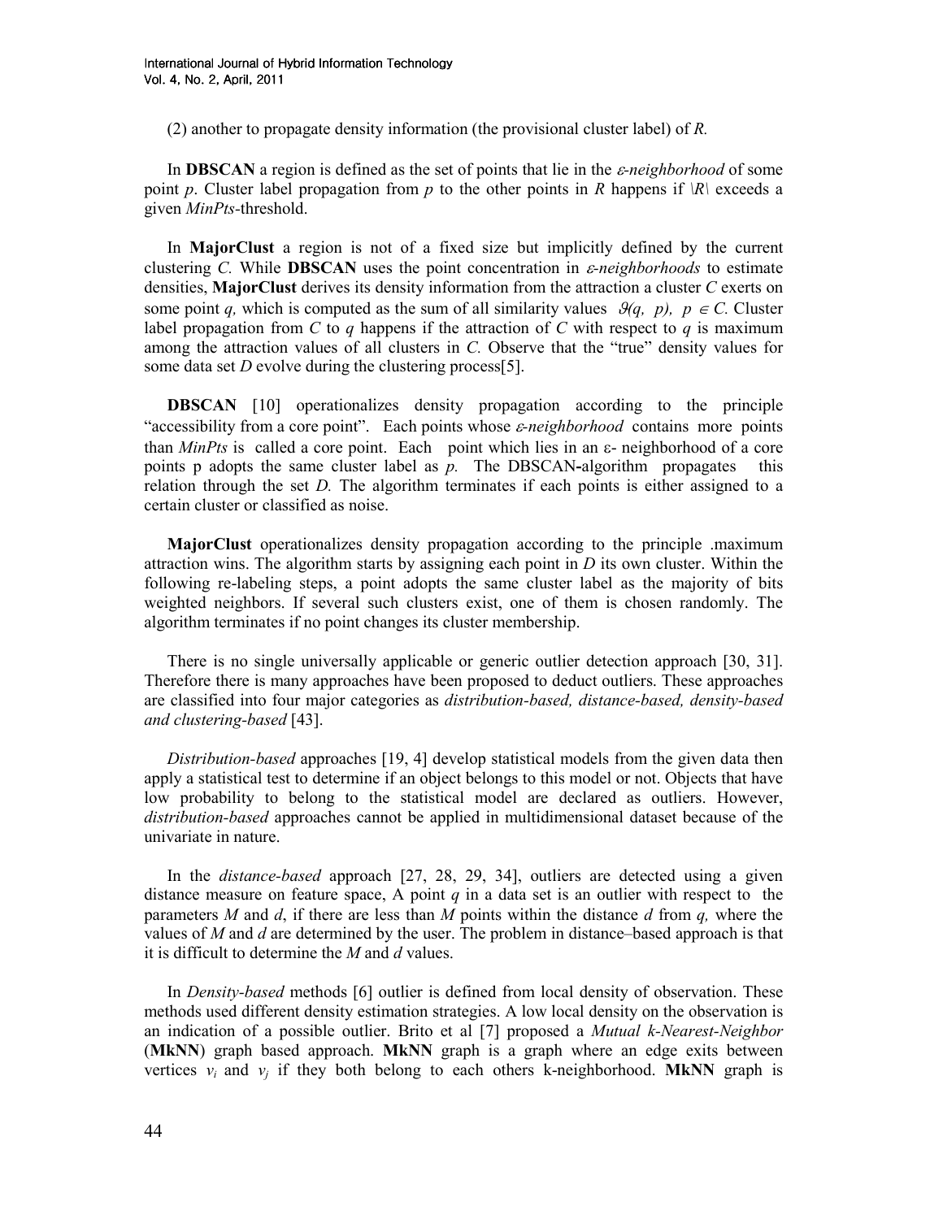(2) another to propagate density information (the provisional cluster label) of *R.*

In **DBSCAN** a region is defined as the set of points that lie in the *ε-neighborhood* of some point *p*. Cluster label propagation from *p* to the other points in *R* happens if $|R|$ exceeds a given *MinPts*-threshold.

In **MajorClust** a region is not of a fixed size but implicitly defined by the current clustering *C.* While **DBSCAN** uses the point concentration in *ε-neighborhoods* to estimate densities, **MajorClust** derives its density information from the attraction a cluster *C* exerts on some point *q,* which is computed as the sum of all similarity values $\vartheta(q, p), p \in C$. Cluster label propagation from *C* to *q* happens if the attraction of *C* with respect to *q* is maximum among the attraction values of all clusters in *C.* Observe that the "true" density values for some data set *D* evolve during the clustering process[5].

**DBSCAN** [10] operationalizes density propagation according to the principle "accessibility from a core point". Each points whose *ε-neighborhood* contains more points than *MinPts* is called a core point. Each point which lies in an ε- neighborhood of a core points p adopts the same cluster label as *p.* The DBSCAN-algorithm propagates this relation through the set *D.* The algorithm terminates if each points is either assigned to a certain cluster or classified as noise.

**MajorClust** operationalizes density propagation according to the principle .maximum attraction wins. The algorithm starts by assigning each point in *D* its own cluster. Within the following re-labeling steps, a point adopts the same cluster label as the majority of bits weighted neighbors. If several such clusters exist, one of them is chosen randomly. The algorithm terminates if no point changes its cluster membership.

There is no single universally applicable or generic outlier detection approach [30, 31]. Therefore there is many approaches have been proposed to deduct outliers. These approaches are classified into four major categories as *distribution-based, distance-based, density-based and clustering-based* [43].

*Distribution-based* approaches [19, 4] develop statistical models from the given data then apply a statistical test to determine if an object belongs to this model or not. Objects that have low probability to belong to the statistical model are declared as outliers. However, *distribution-based* approaches cannot be applied in multidimensional dataset because of the univariate in nature.

In the *distance-based* approach [27, 28, 29, 34], outliers are detected using a given distance measure on feature space, A point *q* in a data set is an outlier with respect to the parameters *M* and *d*, if there are less than *M* points within the distance *d* from *q,* where the values of *M* and *d* are determined by the user. The problem in distance–based approach is that it is difficult to determine the *M* and *d* values.

In *Density-based* methods [6] outlier is defined from local density of observation. These methods used different density estimation strategies. A low local density on the observation is an indication of a possible outlier. Brito et al [7] proposed a *Mutual k-Nearest-Neighbor* (**MkNN**) graph based approach. **MkNN** graph is a graph where an edge exits between vertices $v_i$ and $v_j$ if they both belong to each others k-neighborhood. **MkNN** graph is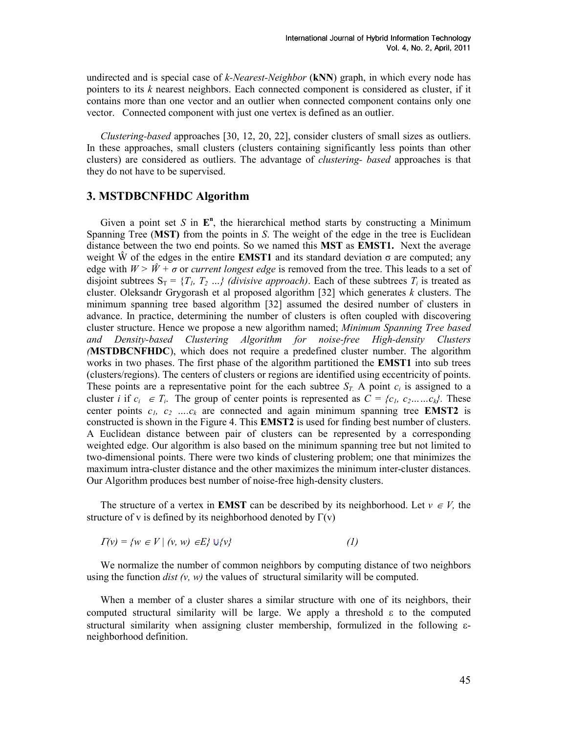undirected and is special case of *k-Nearest-Neighbor* (**kNN**) graph, in which every node has pointers to its *k* nearest neighbors. Each connected component is considered as cluster, if it contains more than one vector and an outlier when connected component contains only one vector. Connected component with just one vertex is defined as an outlier.

*Clustering-based* approaches [30, 12, 20, 22], consider clusters of small sizes as outliers. In these approaches, small clusters (clusters containing significantly less points than other clusters) are considered as outliers. The advantage of *clustering- based* approaches is that they do not have to be supervised.

## 3. MSTDBCNFHDC Algorithm

Given a point set $S$ in $\mathbf{E}^n$, the hierarchical method starts by constructing a Minimum Spanning Tree (**MST)** from the points in $S$. The weight of the edge in the tree is Euclidean distance between the two end points. So we named this **MST** as **EMST1.** Next the average weight $\hat{W}$ of the edges in the entire **EMST1** and its standard deviation $\sigma$ are computed; any edge with $W > \hat{W} + \sigma$ or *current longest edge* is removed from the tree. This leads to a set of disjoint subtrees $S_T = \{T_1, T_2 \ldots\}$ *(divisive approach)*. Each of these subtrees $T_i$ is treated as cluster. Oleksandr Grygorash et al proposed algorithm [32] which generates $k$ clusters. The minimum spanning tree based algorithm [32] assumed the desired number of clusters in advance. In practice, determining the number of clusters is often coupled with discovering cluster structure. Hence we propose a new algorithm named; *Minimum Spanning Tree based and Density-based Clustering Algorithm for noise-free High-density Clusters (***MSTDBCNFHDC**), which does not require a predefined cluster number. The algorithm works in two phases. The first phase of the algorithm partitioned the **EMST1** into sub trees (clusters/regions). The centers of clusters or regions are identified using eccentricity of points. These points are a representative point for the each subtree $S_T$. A point $c_i$ is assigned to a cluster $i$ if $c_i \in T_i$. The group of center points is represented as $C = \{c_1, c_2 \ldots\ldots c_k\}$. These center points $c_1, c_2 \ldots. c_k$ are connected and again minimum spanning tree **EMST2** is constructed is shown in the Figure 4. This **EMST2** is used for finding best number of clusters. A Euclidean distance between pair of clusters can be represented by a corresponding weighted edge. Our algorithm is also based on the minimum spanning tree but not limited to two-dimensional points. There were two kinds of clustering problem; one that minimizes the maximum intra-cluster distance and the other maximizes the minimum inter-cluster distances. Our Algorithm produces best number of noise-free high-density clusters.

The structure of a vertex in **EMST** can be described by its neighborhood. Let $v \in V$, the structure of v is defined by its neighborhood denoted by $\Gamma(v)$

$$\Gamma(v) = \{w \in V \mid (v, w) \in E\} \cup \{v\} \tag{1}$$

We normalize the number of common neighbors by computing distance of two neighbors using the function *dist (v, w)* the values of structural similarity will be computed.

When a member of a cluster shares a similar structure with one of its neighbors, their computed structural similarity will be large. We apply a threshold $\varepsilon$ to the computed structural similarity when assigning cluster membership, formulized in the following $\varepsilon$-neighborhood definition.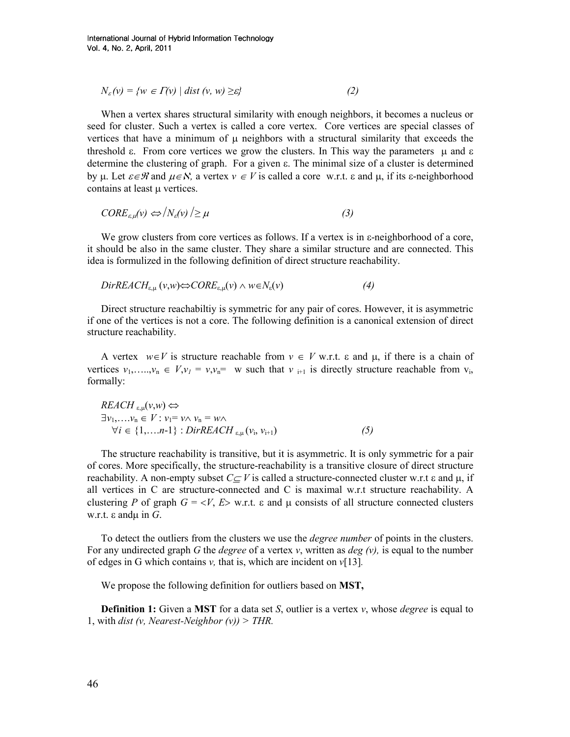$$N_{\varepsilon}(v) = \{w \in \Gamma(v) \mid dist\ (v, w) \geq \varepsilon\} \qquad (2)$$

When a vertex shares structural similarity with enough neighbors, it becomes a nucleus or seed for cluster. Such a vertex is called a core vertex. Core vertices are special classes of vertices that have a minimum of μ neighbors with a structural similarity that exceeds the threshold ε. From core vertices we grow the clusters. In This way the parameters μ and ε determine the clustering of graph. For a given ε. The minimal size of a cluster is determined by μ. Let $\varepsilon \in \Re$ and $\mu \in \aleph$, a vertex $v \in V$ is called a core w.r.t. ε and μ, if its ε-neighborhood contains at least μ vertices.

$$CORE_{\varepsilon,\mu}(v) \Leftrightarrow |N_{\varepsilon}(v)| \geq \mu \qquad (3)$$

We grow clusters from core vertices as follows. If a vertex is in ε-neighborhood of a core, it should be also in the same cluster. They share a similar structure and are connected. This idea is formulized in the following definition of direct structure reachability.

$$DirREACH_{\varepsilon,\mu}(v,w) \Leftrightarrow CORE_{\varepsilon,\mu}(v) \wedge w \in N_{\varepsilon}(v) \qquad (4)$$

Direct structure reachabiltiy is symmetric for any pair of cores. However, it is asymmetric if one of the vertices is not a core. The following definition is a canonical extension of direct structure reachability.

A vertex $w \in V$ is structure reachable from $v \in V$ w.r.t. ε and μ, if there is a chain of vertices $v_1, \ldots, v_n \in V, v_1 = v, v_n = w$ such that $v_{i+1}$ is directly structure reachable from $v_i$, formally:

$$\begin{aligned} & REACH_{\varepsilon,\mu}(v,w) \Leftrightarrow \\ & \exists v_1, \ldots v_n \in V : v_1 = v \wedge v_n = w \wedge \\ & \quad \forall i \in \{1, \ldots n-1\} : DirREACH_{\varepsilon,\mu}(v_i, v_{i+1}) \end{aligned} \qquad (5)$$

The structure reachability is transitive, but it is asymmetric. It is only symmetric for a pair of cores. More specifically, the structure-reachability is a transitive closure of direct structure reachability. A non-empty subset $C \subseteq V$ is called a structure-connected cluster w.r.t ε and μ, if all vertices in C are structure-connected and C is maximal w.r.t structure reachability. A clustering $P$ of graph $G = \langle V, E \rangle$ w.r.t. ε and μ consists of all structure connected clusters w.r.t. ε andμ in $G$.

To detect the outliers from the clusters we use the *degree number* of points in the clusters. For any undirected graph $G$ the *degree* of a vertex $v$, written as $deg\ (v)$, is equal to the number of edges in G which contains $v$, that is, which are incident on $v$[13].

We propose the following definition for outliers based on **MST**,

**Definition 1:** Given a **MST** for a data set $S$, outlier is a vertex $v$, whose *degree* is equal to 1, with $dist\ (v, Nearest\text{-}Neighbor\ (v)) > THR$.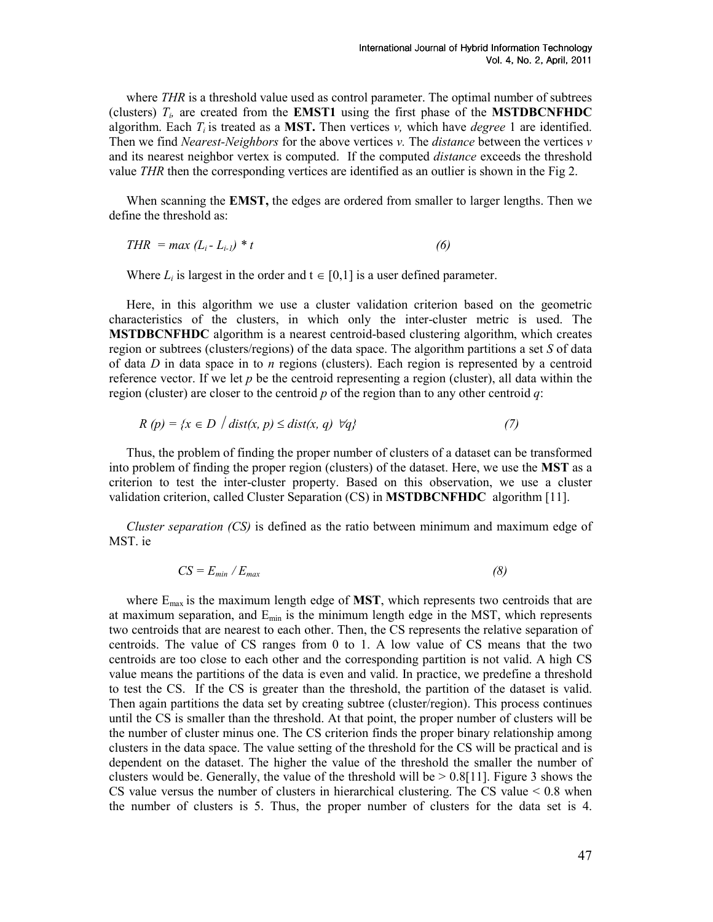where *THR* is a threshold value used as control parameter. The optimal number of subtrees (clusters) $T_i$, are created from the **EMST1** using the first phase of the **MSTDBCNFHDC** algorithm. Each $T_i$ is treated as a **MST.** Then vertices *v,* which have *degree* 1 are identified. Then we find *Nearest-Neighbors* for the above vertices *v.* The *distance* between the vertices *v* and its nearest neighbor vertex is computed. If the computed *distance* exceeds the threshold value *THR* then the corresponding vertices are identified as an outlier is shown in the Fig 2.

When scanning the **EMST,** the edges are ordered from smaller to larger lengths. Then we define the threshold as:

$$THR = max\,(L_i - L_{i-1}) * t \qquad (6)$$

Where $L_i$ is largest in the order and $t \in [0,1]$ is a user defined parameter.

Here, in this algorithm we use a cluster validation criterion based on the geometric characteristics of the clusters, in which only the inter-cluster metric is used. The **MSTDBCNFHDC** algorithm is a nearest centroid-based clustering algorithm, which creates region or subtrees (clusters/regions) of the data space. The algorithm partitions a set *S* of data of data *D* in data space in to *n* regions (clusters). Each region is represented by a centroid reference vector. If we let *p* be the centroid representing a region (cluster), all data within the region (cluster) are closer to the centroid *p* of the region than to any other centroid *q*:

$$R\,(p) = \{x \in D \;/\; dist(x, p) \leq dist(x, q)\;\; \forall q\} \qquad (7)$$

Thus, the problem of finding the proper number of clusters of a dataset can be transformed into problem of finding the proper region (clusters) of the dataset. Here, we use the **MST** as a criterion to test the inter-cluster property. Based on this observation, we use a cluster validation criterion, called Cluster Separation (CS) in **MSTDBCNFHDC** algorithm [11].

*Cluster separation (CS)* is defined as the ratio between minimum and maximum edge of MST. ie

$$CS = E_{min} / E_{max} \qquad (8)$$

where $E_{max}$ is the maximum length edge of **MST**, which represents two centroids that are at maximum separation, and $E_{min}$ is the minimum length edge in the MST, which represents two centroids that are nearest to each other. Then, the CS represents the relative separation of centroids. The value of CS ranges from 0 to 1. A low value of CS means that the two centroids are too close to each other and the corresponding partition is not valid. A high CS value means the partitions of the data is even and valid. In practice, we predefine a threshold to test the CS. If the CS is greater than the threshold, the partition of the dataset is valid. Then again partitions the data set by creating subtree (cluster/region). This process continues until the CS is smaller than the threshold. At that point, the proper number of clusters will be the number of cluster minus one. The CS criterion finds the proper binary relationship among clusters in the data space. The value setting of the threshold for the CS will be practical and is dependent on the dataset. The higher the value of the threshold the smaller the number of clusters would be. Generally, the value of the threshold will be $> 0.8$[11]. Figure 3 shows the CS value versus the number of clusters in hierarchical clustering. The CS value $< 0.8$ when the number of clusters is 5. Thus, the proper number of clusters for the data set is 4.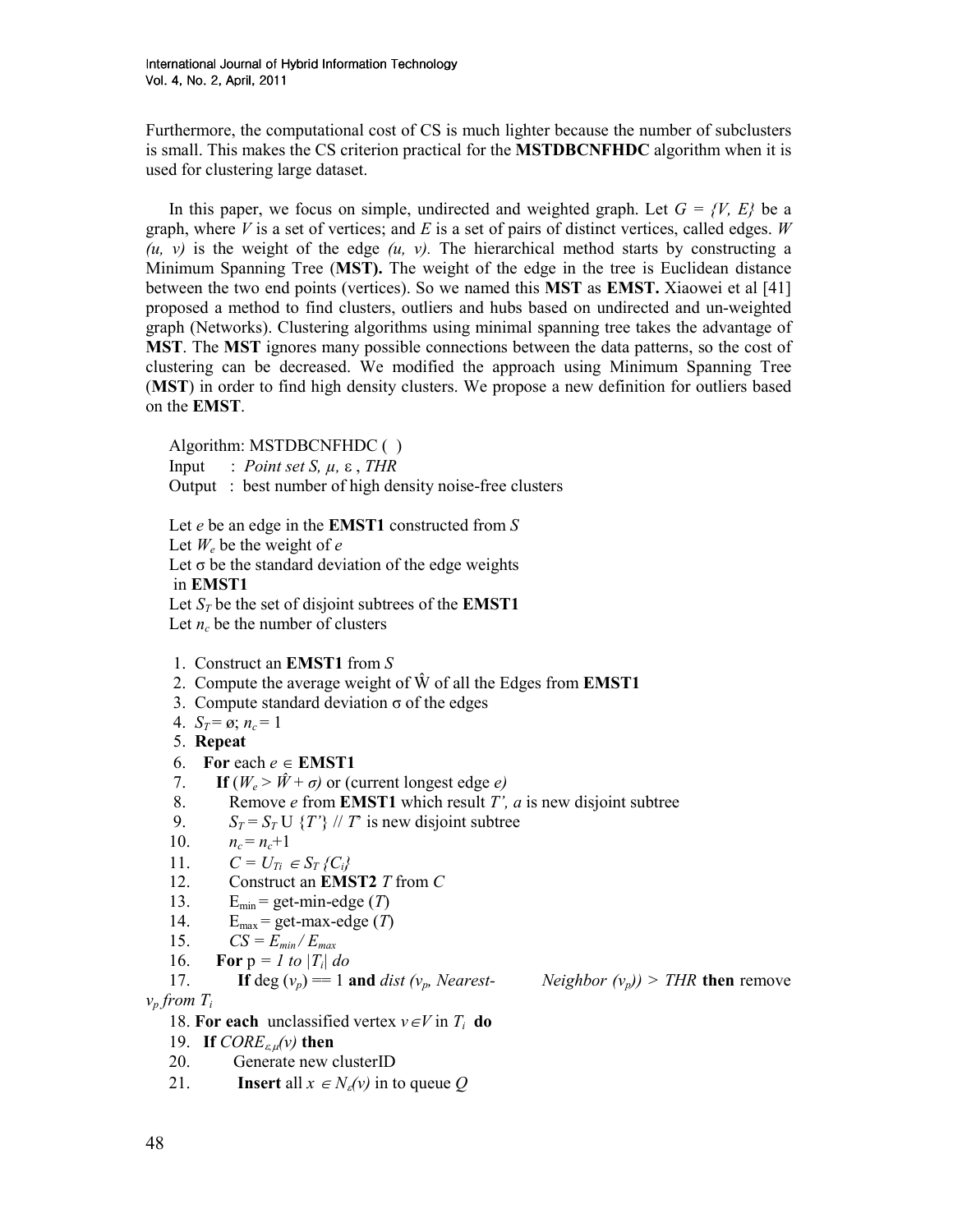Furthermore, the computational cost of CS is much lighter because the number of subclusters is small. This makes the CS criterion practical for the **MSTDBCNFHDC** algorithm when it is used for clustering large dataset.

In this paper, we focus on simple, undirected and weighted graph. Let $G = \{V, E\}$ be a graph, where $V$ is a set of vertices; and $E$ is a set of pairs of distinct vertices, called edges. $W(u, v)$ is the weight of the edge $(u, v)$. The hierarchical method starts by constructing a Minimum Spanning Tree (**MST).** The weight of the edge in the tree is Euclidean distance between the two end points (vertices). So we named this **MST** as **EMST.** Xiaowei et al [41] proposed a method to find clusters, outliers and hubs based on undirected and un-weighted graph (Networks). Clustering algorithms using minimal spanning tree takes the advantage of **MST**. The **MST** ignores many possible connections between the data patterns, so the cost of clustering can be decreased. We modified the approach using Minimum Spanning Tree (**MST**) in order to find high density clusters. We propose a new definition for outliers based on the **EMST**.

Algorithm: MSTDBCNFHDC ( )
Input : *Point set S*, $\mu$, $\varepsilon$ , *THR*
Output : best number of high density noise-free clusters

Let $e$ be an edge in the **EMST1** constructed from $S$
Let $W_e$ be the weight of $e$
Let $\sigma$ be the standard deviation of the edge weights in **EMST1**
Let $S_T$ be the set of disjoint subtrees of the **EMST1**
Let $n_c$ be the number of clusters

1. Construct an **EMST1** from $S$
2. Compute the average weight of $\hat{W}$ of all the Edges from **EMST1**
3. Compute standard deviation $\sigma$ of the edges
4. $S_T = \varnothing$; $n_c = 1$
5. **Repeat**
6. **For** each $e \in$ **EMST1**
7. **If** $(W_e > \hat{W} + \sigma)$ or (current longest edge *e)*
8. Remove $e$ from **EMST1** which result $T'$, *a* is new disjoint subtree
9. $S_T = S_T \cup \{T'\}$ // $T'$ is new disjoint subtree
10. $n_c = n_c+1$
11. $C = \cup_{T_i} \in S_T \{C_i\}$
12. Construct an **EMST2** $T$ from $C$
13. $E_{min}$ = get-min-edge ($T$)
14. $E_{max}$ = get-max-edge ($T$)
15. $CS = E_{min} / E_{max}$
16. **For** p = *1 to* $|T_i|$ *do*
17. **If** deg ($v_p$) == 1 **and** *dist* ($v_p$, *Nearest-Neighbor* ($v_p$)) > *THR* **then** remove $v_p$ *from* $T_i$
18. **For each** unclassified vertex $v \in V$ in $T_i$ **do**
19. **If** $CORE_{\varepsilon,\mu}(v)$ **then**
20. Generate new clusterID
21. **Insert** all $x \in N_\varepsilon(v)$ in to queue $Q$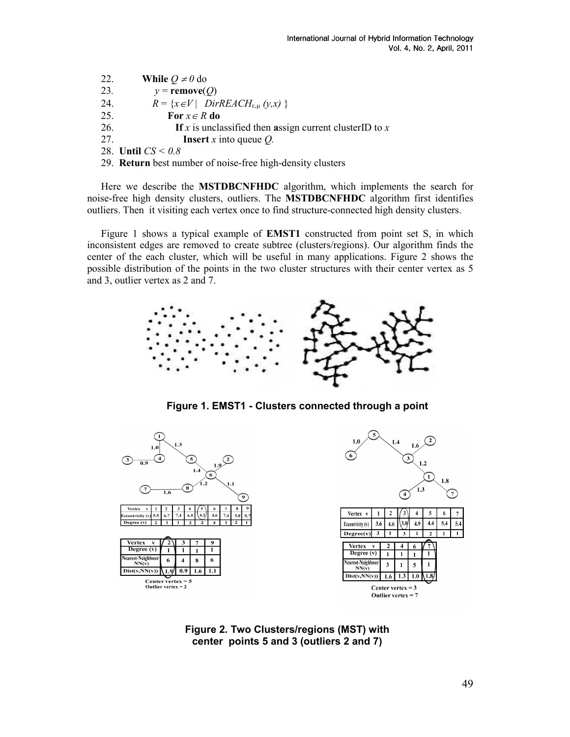22. **While** $Q \neq 0$ do
23. $y$ = **remove**($Q$)
24. $R = \{x \in V \mid DirREACH_{\varepsilon,\mu}(y,x)\}$
25. **For** $x \in R$ **do**
26. **If** $x$ is unclassified then **a**ssign current clusterID to $x$
27. **Insert** $x$ into queue $Q$.
28. **Until** $CS < 0.8$
29. **Return** best number of noise-free high-density clusters

Here we describe the **MSTDBCNFHDC** algorithm, which implements the search for noise-free high density clusters, outliers. The **MSTDBCNFHDC** algorithm first identifies outliers. Then it visiting each vertex once to find structure-connected high density clusters.

Figure 1 shows a typical example of **EMST1** constructed from point set S, in which inconsistent edges are removed to create subtree (clusters/regions). Our algorithm finds the center of the each cluster, which will be useful in many applications. Figure 2 shows the possible distribution of the points in the two cluster structures with their center vertex as 5 and 3, outlier vertex as 2 and 7.

**Figure 1. EMST1 - Clusters connected through a point**

| Vertex v | 1 | 2 | 3 | 4 | 5 | 6 | 7 | 8 | 9 |
|---|---|---|---|---|---|---|---|---|---|
| Eccentricity (v) | 5.5 | 6.7 | 7.4 | 6.5 | 4.2 | 4.6 | 7.4 | 5.8 | 5.7 |
| Degree (v) | 2 | 1 | 1 | 2 | 2 | 4 | 1 | 2 | 1 |

| Vertex v | 2 | 3 | 7 | 9 |
|---|---|---|---|---|
| Degree (v) | 1 | 1 | 1 | 1 |
| Nearest-Neighbour NN(v) | 6 | 4 | 8 | 6 |
| Dist(v,NN(v)) | 1.9 | 0.9 | 1.6 | 1.1 |

Center vertex = 5
Outlier vertex = 2

| Vertex v | 1 | 2 | 3 | 4 | 5 | 6 | 7 |
|---|---|---|---|---|---|---|---|
| Eccentricity (v) | 3.6 | 4.6 | 3.0 | 4.9 | 4.4 | 5.4 | 5.4 |
| Degree(v) | 3 | 1 | 3 | 1 | 2 | 1 | 1 |

| Vertex v | 2 | 4 | 6 | 7 |
|---|---|---|---|---|
| Degree (v) | 1 | 1 | 1 | 1 |
| Nearest-Neighbour NN(v) | 3 | 1 | 5 | 1 |
| Dist(v,NN(v)) | 1.6 | 1.3 | 1.0 | 1.8 |

Center vertex = 3
Outlier vertex = 7

**Figure 2. Two Clusters/regions (MST) with center points 5 and 3 (outliers 2 and 7)**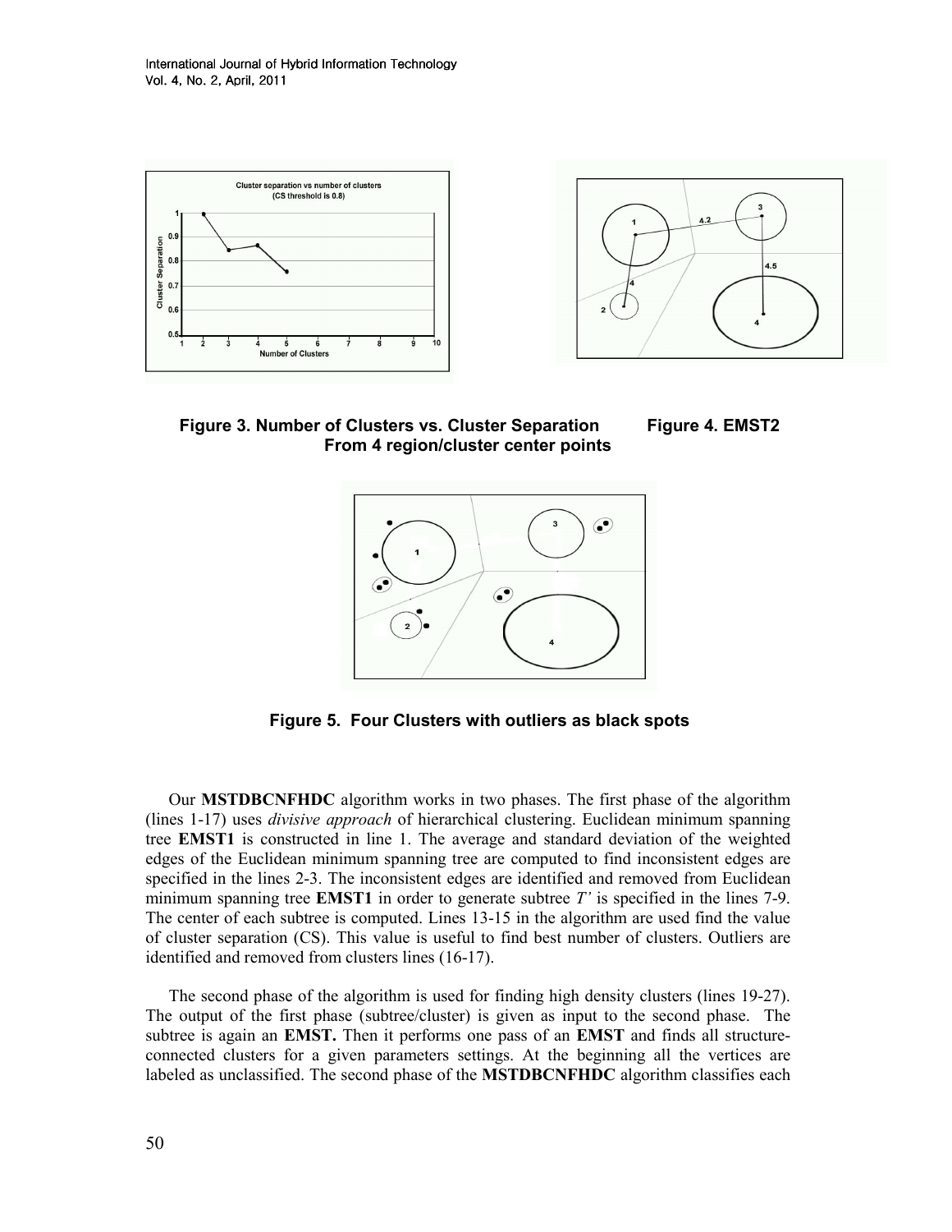Figure 3. Number of Clusters vs. Cluster Separation From 4 region/cluster center points

Figure 4. EMST2

Figure 5. Four Clusters with outliers as black spots

Our **MSTDBCNFHDC** algorithm works in two phases. The first phase of the algorithm (lines 1-17) uses *divisive approach* of hierarchical clustering. Euclidean minimum spanning tree **EMST1** is constructed in line 1. The average and standard deviation of the weighted edges of the Euclidean minimum spanning tree are computed to find inconsistent edges are specified in the lines 2-3. The inconsistent edges are identified and removed from Euclidean minimum spanning tree **EMST1** in order to generate subtree *T'* is specified in the lines 7-9. The center of each subtree is computed. Lines 13-15 in the algorithm are used find the value of cluster separation (CS). This value is useful to find best number of clusters. Outliers are identified and removed from clusters lines (16-17).

The second phase of the algorithm is used for finding high density clusters (lines 19-27). The output of the first phase (subtree/cluster) is given as input to the second phase. The subtree is again an **EMST.** Then it performs one pass of an **EMST** and finds all structure-connected clusters for a given parameters settings. At the beginning all the vertices are labeled as unclassified. The second phase of the **MSTDBCNFHDC** algorithm classifies each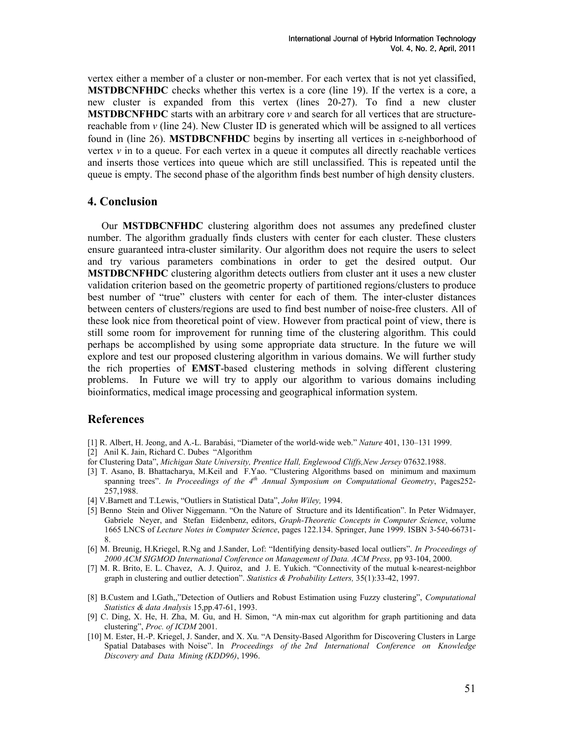vertex either a member of a cluster or non-member. For each vertex that is not yet classified, **MSTDBCNFHDC** checks whether this vertex is a core (line 19). If the vertex is a core, a new cluster is expanded from this vertex (lines 20-27). To find a new cluster **MSTDBCNFHDC** starts with an arbitrary core *v* and search for all vertices that are structure-reachable from *v* (line 24). New Cluster ID is generated which will be assigned to all vertices found in (line 26). **MSTDBCNFHDC** begins by inserting all vertices in ε-neighborhood of vertex *v* in to a queue. For each vertex in a queue it computes all directly reachable vertices and inserts those vertices into queue which are still unclassified. This is repeated until the queue is empty. The second phase of the algorithm finds best number of high density clusters.

## 4. Conclusion

Our **MSTDBCNFHDC** clustering algorithm does not assumes any predefined cluster number. The algorithm gradually finds clusters with center for each cluster. These clusters ensure guaranteed intra-cluster similarity. Our algorithm does not require the users to select and try various parameters combinations in order to get the desired output. Our **MSTDBCNFHDC** clustering algorithm detects outliers from cluster ant it uses a new cluster validation criterion based on the geometric property of partitioned regions/clusters to produce best number of "true" clusters with center for each of them. The inter-cluster distances between centers of clusters/regions are used to find best number of noise-free clusters. All of these look nice from theoretical point of view. However from practical point of view, there is still some room for improvement for running time of the clustering algorithm. This could perhaps be accomplished by using some appropriate data structure. In the future we will explore and test our proposed clustering algorithm in various domains. We will further study the rich properties of **EMST**-based clustering methods in solving different clustering problems. In Future we will try to apply our algorithm to various domains including bioinformatics, medical image processing and geographical information system.

## References

[1] R. Albert, H. Jeong, and A.-L. Barabási, "Diameter of the world-wide web." *Nature* 401, 130–131 1999.

[2] Anil K. Jain, Richard C. Dubes "Algorithm for Clustering Data", *Michigan State University, Prentice Hall, Englewood Cliffs,New Jersey* 07632.1988.

[3] T. Asano, B. Bhattacharya, M.Keil and F.Yao. "Clustering Algorithms based on minimum and maximum spanning trees". *In Proceedings of the 4th Annual Symposium on Computational Geometry*, Pages252-257,1988.

[4] V.Barnett and T.Lewis, "Outliers in Statistical Data", *John Wiley,* 1994.

[5] Benno Stein and Oliver Niggemann. "On the Nature of Structure and its Identification". In Peter Widmayer, Gabriele Neyer, and Stefan Eidenbenz, editors, *Graph-Theoretic Concepts in Computer Science*, volume 1665 LNCS of *Lecture Notes in Computer Science*, pages 122.134. Springer, June 1999. ISBN 3-540-66731-8.

[6] M. Breunig, H.Kriegel, R.Ng and J.Sander, Lof: "Identifying density-based local outliers". *In Proceedings of 2000 ACM SIGMOD International Conference on Management of Data. ACM Press,* pp 93-104, 2000.

[7] M. R. Brito, E. L. Chavez, A. J. Quiroz, and J. E. Yukich. "Connectivity of the mutual k-nearest-neighbor graph in clustering and outlier detection". *Statistics & Probability Letters,* 35(1):33-42, 1997.

[8] B.Custem and I.Gath,,"Detection of Outliers and Robust Estimation using Fuzzy clustering", *Computational Statistics & data Analysis* 15,pp.47-61, 1993.

[9] C. Ding, X. He, H. Zha, M. Gu, and H. Simon, "A min-max cut algorithm for graph partitioning and data clustering", *Proc. of ICDM* 2001.

[10] M. Ester, H.-P. Kriegel, J. Sander, and X. Xu. "A Density-Based Algorithm for Discovering Clusters in Large Spatial Databases with Noise". In *Proceedings of the 2nd International Conference on Knowledge Discovery and Data Mining (KDD96)*, 1996.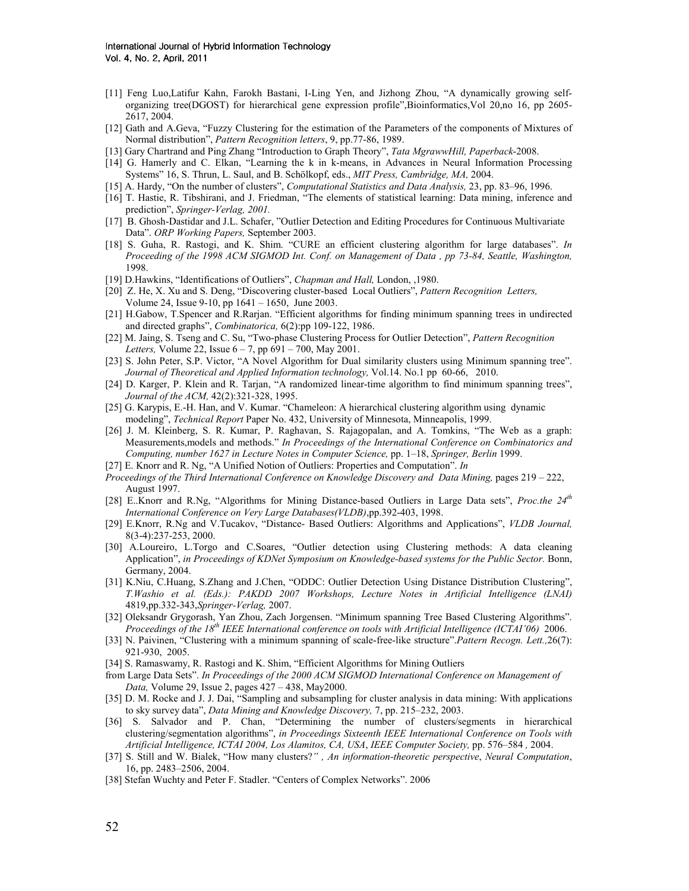[11] Feng Luo,Latifur Kahn, Farokh Bastani, I-Ling Yen, and Jizhong Zhou, "A dynamically growing self-organizing tree(DGOST) for hierarchical gene expression profile",Bioinformatics,Vol 20,no 16, pp 2605-2617, 2004.

[12] Gath and A.Geva, "Fuzzy Clustering for the estimation of the Parameters of the components of Mixtures of Normal distribution", *Pattern Recognition letters*, 9, pp.77-86, 1989.

[13] Gary Chartrand and Ping Zhang "Introduction to Graph Theory", *Tata MgrawwHill, Paperback*-2008.

[14] G. Hamerly and C. Elkan, "Learning the k in k-means, in Advances in Neural Information Processing Systems" 16, S. Thrun, L. Saul, and B. Schölkopf, eds., *MIT Press, Cambridge, MA,* 2004.

[15] A. Hardy, "On the number of clusters", *Computational Statistics and Data Analysis,* 23, pp. 83–96, 1996.

[16] T. Hastie, R. Tibshirani, and J. Friedman, "The elements of statistical learning: Data mining, inference and prediction", *Springer-Verlag, 2001.*

[17] B. Ghosh-Dastidar and J.L. Schafer, "Outlier Detection and Editing Procedures for Continuous Multivariate Data". *ORP Working Papers,* September 2003.

[18] S. Guha, R. Rastogi, and K. Shim. "CURE an efficient clustering algorithm for large databases". *In Proceeding of the 1998 ACM SIGMOD Int. Conf. on Management of Data , pp 73-84, Seattle, Washington,* 1998.

[19] D.Hawkins, "Identifications of Outliers", *Chapman and Hall,* London, ,1980.

[20] Z. He, X. Xu and S. Deng, "Discovering cluster-based Local Outliers", *Pattern Recognition Letters,* Volume 24, Issue 9-10, pp 1641 – 1650, June 2003.

[21] H.Gabow, T.Spencer and R.Rarjan. "Efficient algorithms for finding minimum spanning trees in undirected and directed graphs", *Combinatorica,* 6(2):pp 109-122, 1986.

[22] M. Jaing, S. Tseng and C. Su, "Two-phase Clustering Process for Outlier Detection", *Pattern Recognition Letters,* Volume 22, Issue 6 – 7, pp 691 – 700, May 2001.

[23] S. John Peter, S.P. Victor, "A Novel Algorithm for Dual similarity clusters using Minimum spanning tree". *Journal of Theoretical and Applied Information technology,* Vol.14. No.1 pp 60-66, 2010.

[24] D. Karger, P. Klein and R. Tarjan, "A randomized linear-time algorithm to find minimum spanning trees", *Journal of the ACM,* 42(2):321-328, 1995.

[25] G. Karypis, E.-H. Han, and V. Kumar. "Chameleon: A hierarchical clustering algorithm using dynamic modeling", *Technical Report* Paper No. 432, University of Minnesota, Minneapolis, 1999.

[26] J. M. Kleinberg, S. R. Kumar, P. Raghavan, S. Rajagopalan, and A. Tomkins, "The Web as a graph: Measurements,models and methods." *In Proceedings of the International Conference on Combinatorics and Computing, number 1627 in Lecture Notes in Computer Science,* pp. 1–18, *Springer, Berlin* 1999.

[27] E. Knorr and R. Ng, "A Unified Notion of Outliers: Properties and Computation". *In Proceedings of the Third International Conference on Knowledge Discovery and Data Mining,* pages 219 – 222, August 1997.

[28] E..Knorr and R.Ng, "Algorithms for Mining Distance-based Outliers in Large Data sets", *Proc.the 24th International Conference on Very Large Databases(VLDB)*,pp.392-403, 1998.

[29] E.Knorr, R.Ng and V.Tucakov, "Distance- Based Outliers: Algorithms and Applications", *VLDB Journal,* 8(3-4):237-253, 2000.

[30] A.Loureiro, L.Torgo and C.Soares, "Outlier detection using Clustering methods: A data cleaning Application", *in Proceedings of KDNet Symposium on Knowledge-based systems for the Public Sector.* Bonn, Germany, 2004.

[31] K.Niu, C.Huang, S.Zhang and J.Chen, "ODDC: Outlier Detection Using Distance Distribution Clustering", *T.Washio et al. (Eds.): PAKDD 2007 Workshops, Lecture Notes in Artificial Intelligence (LNAI)* 4819,pp.332-343,*Springer-Verlag,* 2007.

[32] Oleksandr Grygorash, Yan Zhou, Zach Jorgensen. "Minimum spanning Tree Based Clustering Algorithms". *Proceedings of the 18th IEEE International conference on tools with Artificial Intelligence (ICTAI'06)* 2006.

[33] N. Paivinen, "Clustering with a minimum spanning of scale-free-like structure".*Pattern Recogn. Lett.,*26(7): 921-930, 2005.

[34] S. Ramaswamy, R. Rastogi and K. Shim, "Efficient Algorithms for Mining Outliers from Large Data Sets". *In Proceedings of the 2000 ACM SIGMOD International Conference on Management of Data,* Volume 29, Issue 2, pages 427 – 438, May2000.

[35] D. M. Rocke and J. J. Dai, "Sampling and subsampling for cluster analysis in data mining: With applications to sky survey data", *Data Mining and Knowledge Discovery,* 7, pp. 215–232, 2003.

[36] S. Salvador and P. Chan, "Determining the number of clusters/segments in hierarchical clustering/segmentation algorithms", *in Proceedings Sixteenth IEEE International Conference on Tools with Artificial Intelligence, ICTAI 2004, Los Alamitos, CA, USA*, *IEEE Computer Society,* pp. 576–584 , 2004.

[37] S. Still and W. Bialek, "How many clusters?" *, An information-theoretic perspective*, *Neural Computation*, 16, pp. 2483–2506, 2004.

[38] Stefan Wuchty and Peter F. Stadler. "Centers of Complex Networks". 2006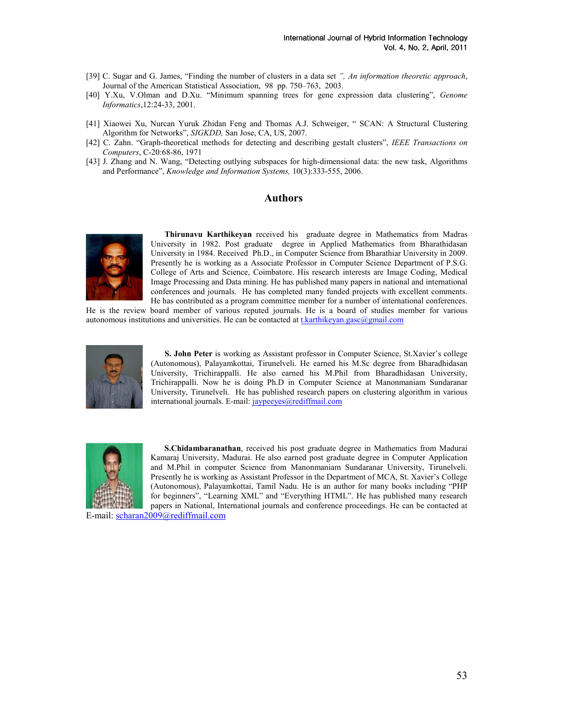[39] C. Sugar and G. James, "Finding the number of clusters in a data set *", An information theoretic approach*, Journal of the American Statistical Association, 98 pp. 750–763, 2003.

[40] Y.Xu, V.Olman and D.Xu. "Minimum spanning trees for gene expression data clustering", *Genome Informatics*,12:24-33, 2001.

[41] Xiaowei Xu, Nurcan Yuruk Zhidan Feng and Thomas A.J. Schweiger, " SCAN: A Structural Clustering Algorithm for Networks", *SIGKDD,* San Jose, CA, US, 2007.

[42] C. Zahn. "Graph-theoretical methods for detecting and describing gestalt clusters", *IEEE Transactions on Computers*, C-20:68-86, 1971

[43] J. Zhang and N. Wang, "Detecting outlying subspaces for high-dimensional data: the new task, Algorithms and Performance", *Knowledge and Information Systems,* 10(3):333-555, 2006.

## Authors

**Thirunavu Karthikeyan** received his graduate degree in Mathematics from Madras University in 1982. Post graduate degree in Applied Mathematics from Bharathidasan University in 1984. Received Ph.D., in Computer Science from Bharathiar University in 2009. Presently he is working as a Associate Professor in Computer Science Department of P.S.G. College of Arts and Science, Coimbatore. His research interests are Image Coding, Medical Image Processing and Data mining. He has published many papers in national and international conferences and journals. He has completed many funded projects with excellent comments. He has contributed as a program committee member for a number of international conferences. He is the review board member of various reputed journals. He is a board of studies member for various autonomous institutions and universities. He can be contacted at t.karthikeyan.gasc@gmail.com

**S. John Peter** is working as Assistant professor in Computer Science, St.Xavier's college (Autonomous), Palayamkottai, Tirunelveli. He earned his M.Sc degree from Bharadhidasan University, Trichirappalli. He also earned his M.Phil from Bharadhidasan University, Trichirappalli. Now he is doing Ph.D in Computer Science at Manonmaniam Sundaranar University, Tirunelveli. He has published research papers on clustering algorithm in various international journals. E-mail: jaypeeyes@rediffmail.com

**S.Chidambaranathan**, received his post graduate degree in Mathematics from Madurai Kamaraj University, Madurai. He also earned post graduate degree in Computer Application and M.Phil in computer Science from Manonmaniam Sundaranar University, Tirunelveli. Presently he is working as Assistant Professor in the Department of MCA, St. Xavier's College (Autonomous), Palayamkottai, Tamil Nadu. He is an author for many books including "PHP for beginners", "Learning XML" and "Everything HTML". He has published many research papers in National, International journals and conference proceedings. He can be contacted at E-mail: scharan2009@rediffmail.com